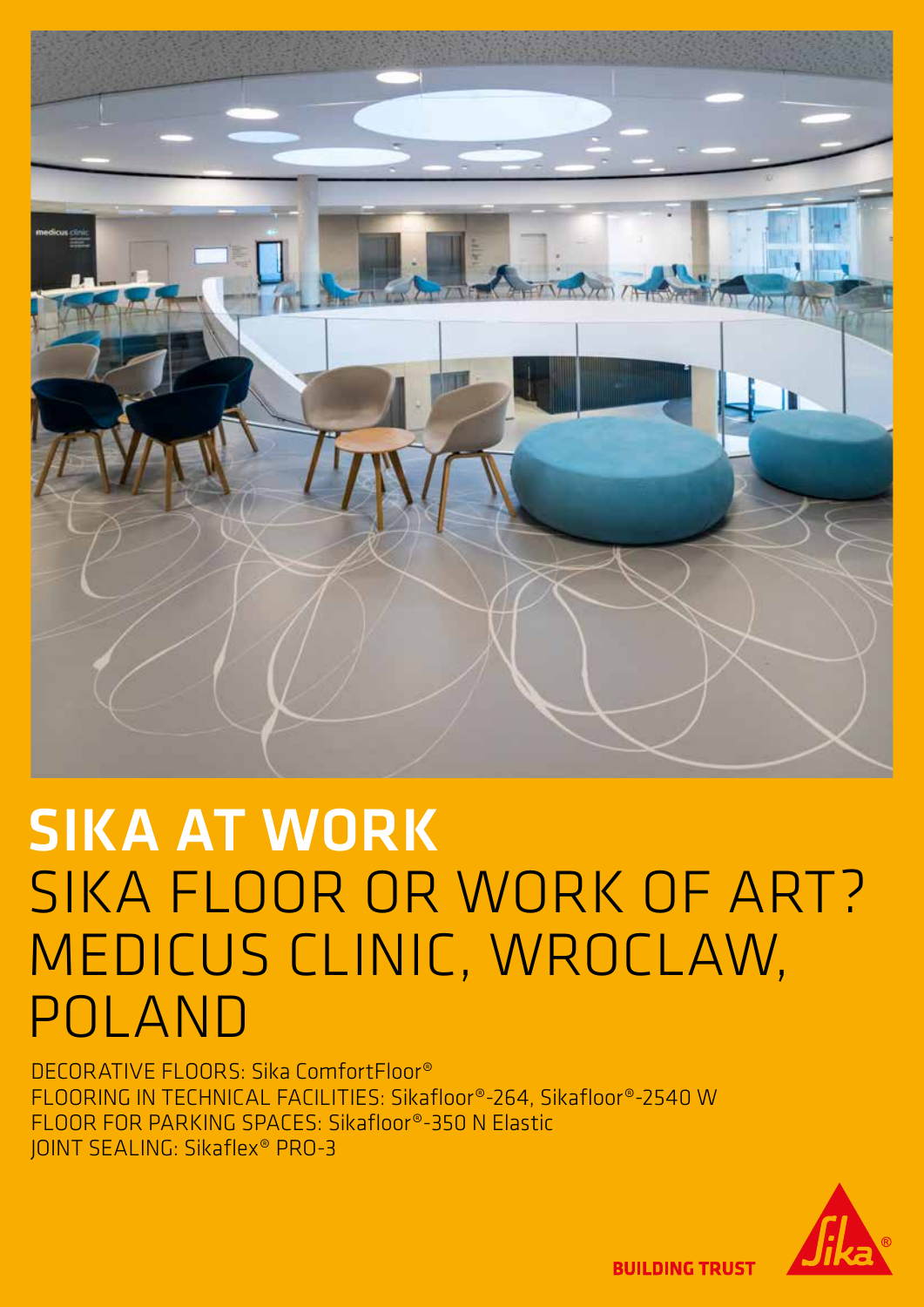# SIKA AT WORK

## SIKA FLOOR OR WORK OF ART? MEDICUS CLINIC, WROCLAW, POLAND

DECORATIVE FLOORS: Sika ComfortFloor®
FLOORING IN TECHNICAL FACILITIES: Sikafloor®-264, Sikafloor®-2540 W
FLOOR FOR PARKING SPACES: Sikafloor®-350 N Elastic
JOINT SEALING: Sikaflex® PRO-3

BUILDING TRUST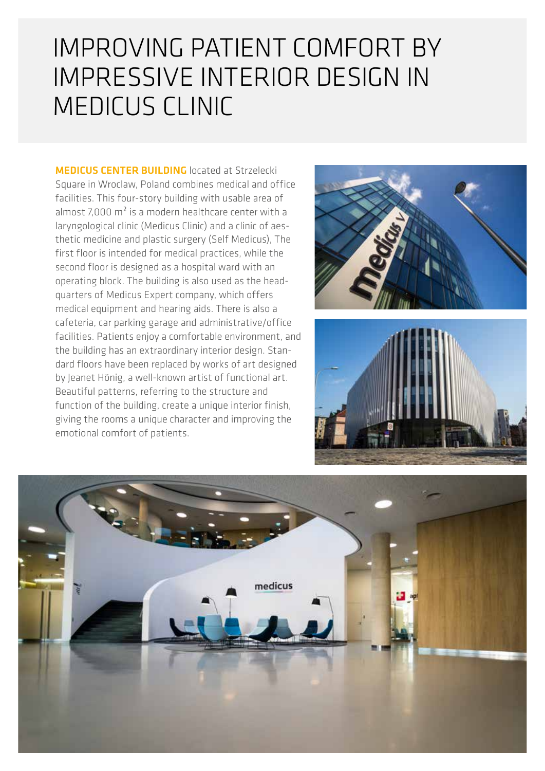# IMPROVING PATIENT COMFORT BY IMPRESSIVE INTERIOR DESIGN IN MEDICUS CLINIC

**MEDICUS CENTER BUILDING** located at Strzelecki Square in Wroclaw, Poland combines medical and office facilities. This four-story building with usable area of almost 7,000 m² is a modern healthcare center with a laryngological clinic (Medicus Clinic) and a clinic of aesthetic medicine and plastic surgery (Self Medicus), The first floor is intended for medical practices, while the second floor is designed as a hospital ward with an operating block. The building is also used as the headquarters of Medicus Expert company, which offers medical equipment and hearing aids. There is also a cafeteria, car parking garage and administrative/office facilities. Patients enjoy a comfortable environment, and the building has an extraordinary interior design. Standard floors have been replaced by works of art designed by Jeanet Hönig, a well-known artist of functional art. Beautiful patterns, referring to the structure and function of the building, create a unique interior finish, giving the rooms a unique character and improving the emotional comfort of patients.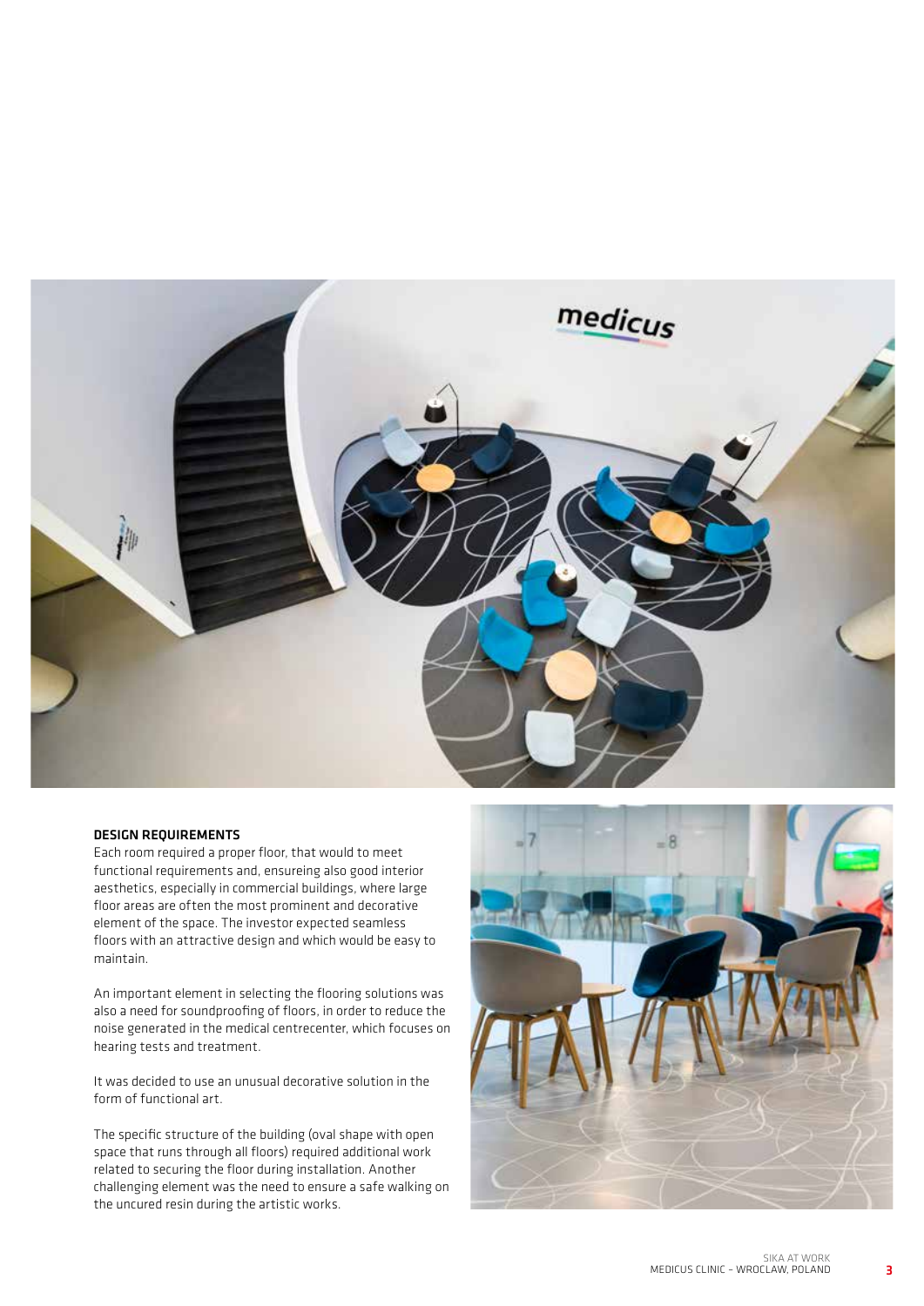## DESIGN REQUIREMENTS

Each room required a proper floor, that would to meet functional requirements and, ensureing also good interior aesthetics, especially in commercial buildings, where large floor areas are often the most prominent and decorative element of the space. The investor expected seamless floors with an attractive design and which would be easy to maintain.

An important element in selecting the flooring solutions was also a need for soundproofing of floors, in order to reduce the noise generated in the medical centrecenter, which focuses on hearing tests and treatment.

It was decided to use an unusual decorative solution in the form of functional art.

The specific structure of the building (oval shape with open space that runs through all floors) required additional work related to securing the floor during installation. Another challenging element was the need to ensure a safe walking on the uncured resin during the artistic works.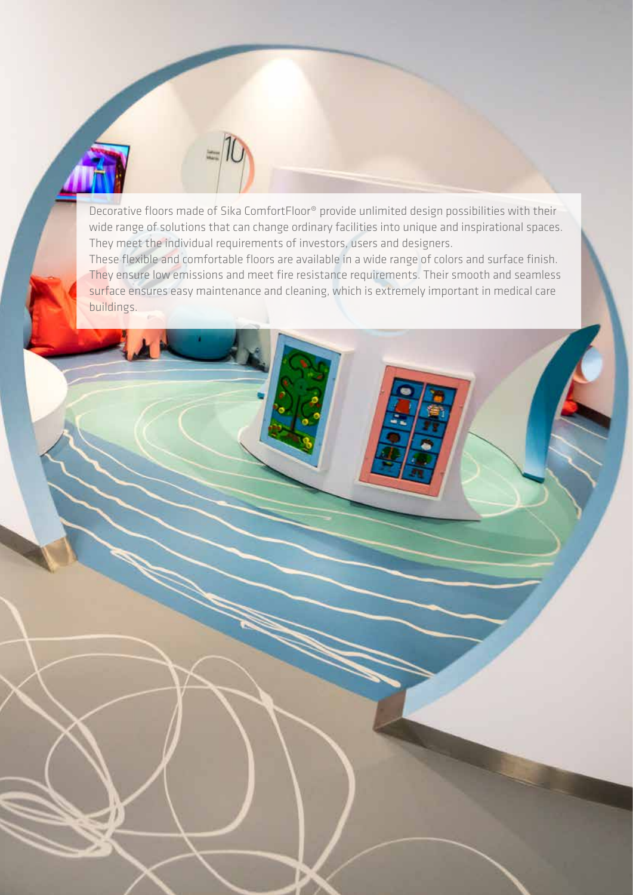Decorative floors made of Sika ComfortFloor® provide unlimited design possibilities with their wide range of solutions that can change ordinary facilities into unique and inspirational spaces. They meet the individual requirements of investors, users and designers.

These flexible and comfortable floors are available in a wide range of colors and surface finish. They ensure low emissions and meet fire resistance requirements. Their smooth and seamless surface ensures easy maintenance and cleaning, which is extremely important in medical care buildings.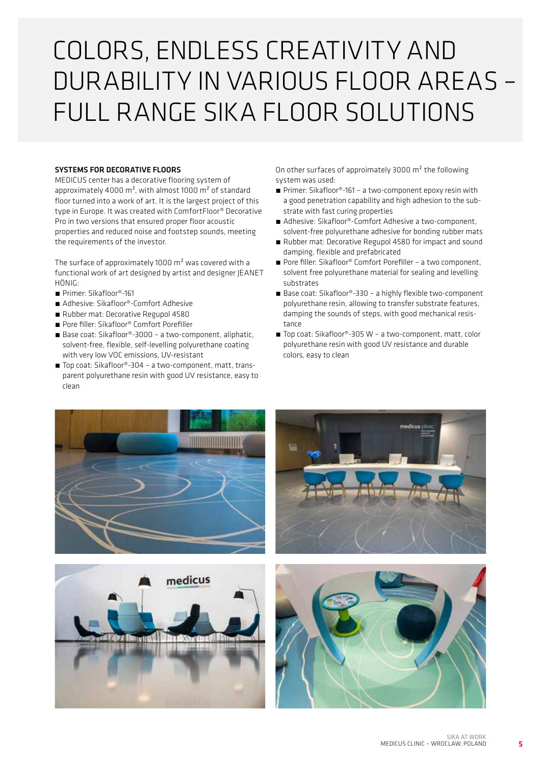# COLORS, ENDLESS CREATIVITY AND DURABILITY IN VARIOUS FLOOR AREAS – FULL RANGE SIKA FLOOR SOLUTIONS

**SYSTEMS FOR DECORATIVE FLOORS**

MEDICUS center has a decorative flooring system of approximately 4000 m², with almost 1000 m² of standard floor turned into a work of art. It is the largest project of this type in Europe. It was created with ComfortFloor® Decorative Pro in two versions that ensured proper floor acoustic properties and reduced noise and footstep sounds, meeting the requirements of the investor.

The surface of approximately 1000 m² was covered with a functional work of art designed by artist and designer JEANET HÖNIG:

- Primer: Sikafloor®-161
- Adhesive: Sikafloor®-Comfort Adhesive
- Rubber mat: Decorative Regupol 4580
- Pore filler: Sikafloor® Comfort Porefiller
- Base coat: Sikafloor®-3000 – a two-component, aliphatic, solvent-free, flexible, self-levelling polyurethane coating with very low VOC emissions, UV-resistant
- Top coat: Sikafloor®-304 – a two-component, matt, transparent polyurethane resin with good UV resistance, easy to clean

On other surfaces of appoimately 3000 m² the following system was used:

- Primer: Sikafloor®-161 – a two-component epoxy resin with a good penetration capability and high adhesion to the substrate with fast curing properties
- Adhesive: Sikafloor®-Comfort Adhesive a two-component, solvent-free polyurethane adhesive for bonding rubber mats
- Rubber mat: Decorative Regupol 4580 for impact and sound damping, flexible and prefabricated
- Pore filler: Sikafloor® Comfort Porefiller – a two component, solvent free polyurethane material for sealing and levelling substrates
- Base coat: Sikafloor®-330 – a highly flexible two-component polyurethane resin, allowing to transfer substrate features, damping the sounds of steps, with good mechanical resistance
- Top coat: Sikafloor®-305 W – a two-component, matt, color polyurethane resin with good UV resistance and durable colors, easy to clean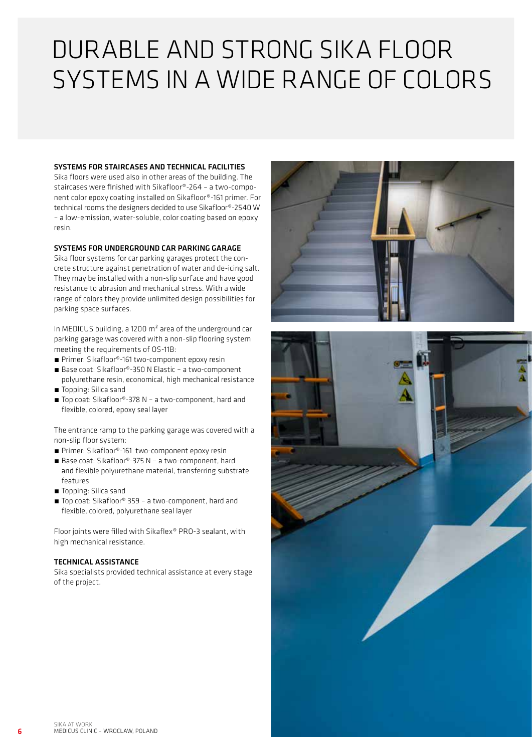# DURABLE AND STRONG SIKA FLOOR SYSTEMS IN A WIDE RANGE OF COLORS

### SYSTEMS FOR STAIRCASES AND TECHNICAL FACILITIES

Sika floors were used also in other areas of the building. The staircases were finished with Sikafloor®-264 – a two-component color epoxy coating installed on Sikafloor®-161 primer. For technical rooms the designers decided to use Sikafloor®-2540 W – a low-emission, water-soluble, color coating based on epoxy resin.

### SYSTEMS FOR UNDERGROUND CAR PARKING GARAGE

Sika floor systems for car parking garages protect the concrete structure against penetration of water and de-icing salt. They may be installed with a non-slip surface and have good resistance to abrasion and mechanical stress. With a wide range of colors they provide unlimited design possibilities for parking space surfaces.

In MEDICUS building, a 1200 m² area of the underground car parking garage was covered with a non-slip flooring system meeting the requirements of OS-11B:

- Primer: Sikafloor®-161 two-component epoxy resin
- Base coat: Sikafloor®-350 N Elastic – a two-component polyurethane resin, economical, high mechanical resistance
- Topping: Silica sand
- Top coat: Sikafloor®-378 N – a two-component, hard and flexible, colored, epoxy seal layer

The entrance ramp to the parking garage was covered with a non-slip floor system:

- Primer: Sikafloor®-161 two-component epoxy resin
- Base coat: Sikafloor®-375 N – a two-component, hard and flexible polyurethane material, transferring substrate features
- Topping: Silica sand
- Top coat: Sikafloor® 359 – a two-component, hard and flexible, colored, polyurethane seal layer

Floor joints were filled with Sikaflex® PRO-3 sealant, with high mechanical resistance.

### TECHNICAL ASSISTANCE

Sika specialists provided technical assistance at every stage of the project.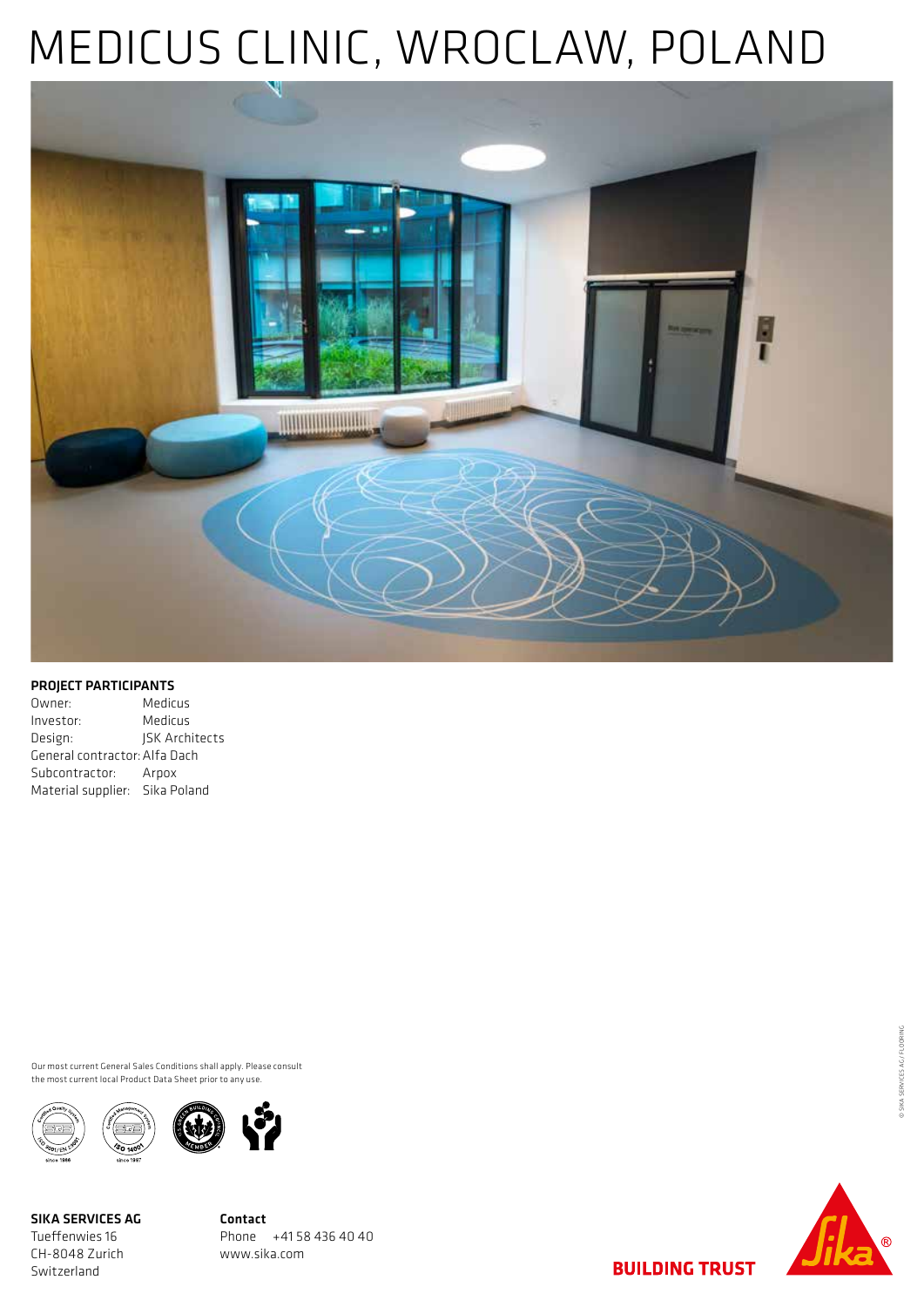# MEDICUS CLINIC, WROCLAW, POLAND

**PROJECT PARTICIPANTS**

Owner: Medicus
Investor: Medicus
Design: JSK Architects
General contractor: Alfa Dach
Subcontractor: Arpox
Material supplier: Sika Poland

Our most current General Sales Conditions shall apply. Please consult the most current local Product Data Sheet prior to any use.

**SIKA SERVICES AG**
Tueffenwies 16
CH-8048 Zurich
Switzerland

**Contact**
Phone +41 58 436 40 40
www.sika.com

**BUILDING TRUST**

© SIKA SERVICES AG / FLOORING